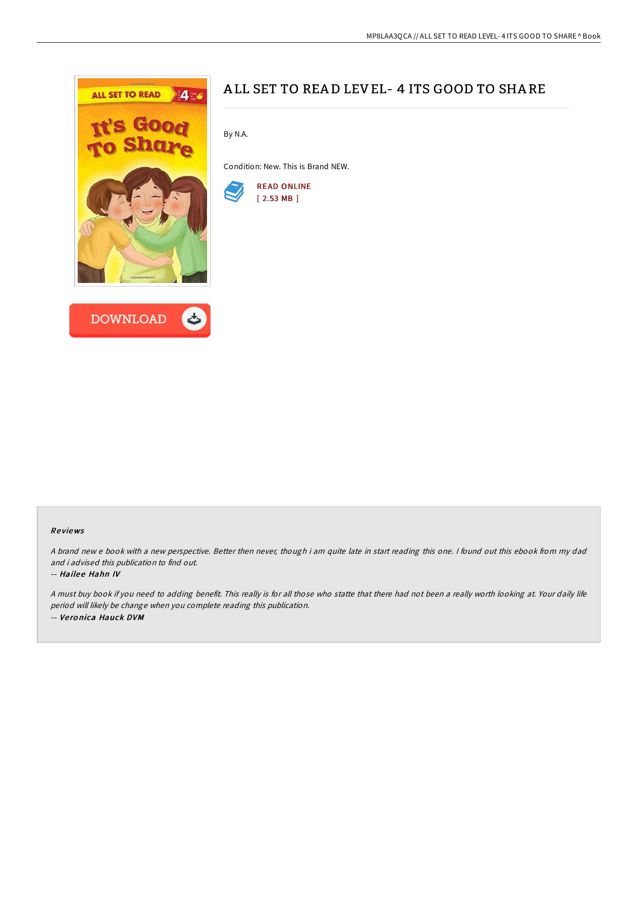# ALL SET TO READ LEVEL- 4 ITS GOOD TO SHARE

By N.A.

Condition: New. This is Brand NEW.

READ ONLINE
[ 2.53 MB ]

DOWNLOAD

### Reviews

*A brand new e book with a new perspective. Better then never, though i am quite late in start reading this one. I found out this ebook from my dad and i advised this publication to find out.*

*-- **Hailee Hahn IV***

*A must buy book if you need to adding benefit. This really is for all those who statte that there had not been a really worth looking at. Your daily life period will likely be change when you complete reading this publication.*

*-- **Veronica Hauck DVM***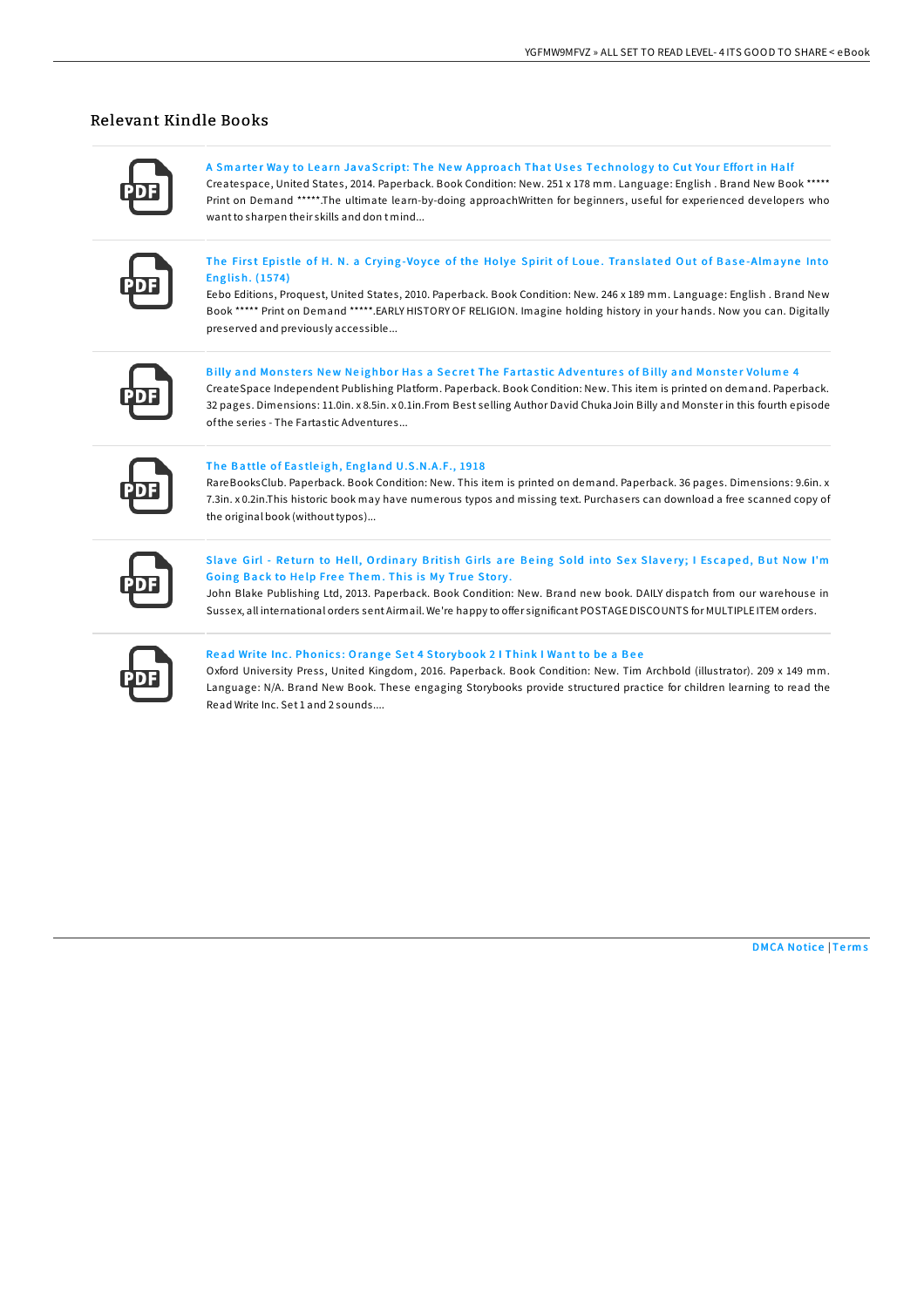## Relevant Kindle Books

**A Smarter Way to Learn JavaScript: The New Approach That Uses Technology to Cut Your Effort in Half**

Createspace, United States, 2014. Paperback. Book Condition: New. 251 x 178 mm. Language: English . Brand New Book ***** Print on Demand *****.The ultimate learn-by-doing approachWritten for beginners, useful for experienced developers who want to sharpen their skills and don t mind...

**The First Epistle of H. N. a Crying-Voyce of the Holye Spirit of Loue. Translated Out of Base-Almayne Into English. (1574)**

Eebo Editions, Proquest, United States, 2010. Paperback. Book Condition: New. 246 x 189 mm. Language: English . Brand New Book ***** Print on Demand *****.EARLY HISTORY OF RELIGION. Imagine holding history in your hands. Now you can. Digitally preserved and previously accessible...

**Billy and Monsters New Neighbor Has a Secret The Fartastic Adventures of Billy and Monster Volume 4**

CreateSpace Independent Publishing Platform. Paperback. Book Condition: New. This item is printed on demand. Paperback. 32 pages. Dimensions: 11.0in. x 8.5in. x 0.1in.From Best selling Author David ChukaJoin Billy and Monster in this fourth episode of the series - The Fartastic Adventures...

**The Battle of Eastleigh, England U.S.N.A.F., 1918**

RareBooksClub. Paperback. Book Condition: New. This item is printed on demand. Paperback. 36 pages. Dimensions: 9.6in. x 7.3in. x 0.2in.This historic book may have numerous typos and missing text. Purchasers can download a free scanned copy of the original book (without typos)...

**Slave Girl - Return to Hell, Ordinary British Girls are Being Sold into Sex Slavery; I Escaped, But Now I'm Going Back to Help Free Them. This is My True Story.**

John Blake Publishing Ltd, 2013. Paperback. Book Condition: New. Brand new book. DAILY dispatch from our warehouse in Sussex, all international orders sent Airmail. We're happy to offer significant POSTAGE DISCOUNTS for MULTIPLE ITEM orders.

**Read Write Inc. Phonics: Orange Set 4 Storybook 2 I Think I Want to be a Bee**

Oxford University Press, United Kingdom, 2016. Paperback. Book Condition: New. Tim Archbold (illustrator). 209 x 149 mm. Language: N/A. Brand New Book. These engaging Storybooks provide structured practice for children learning to read the Read Write Inc. Set 1 and 2 sounds....